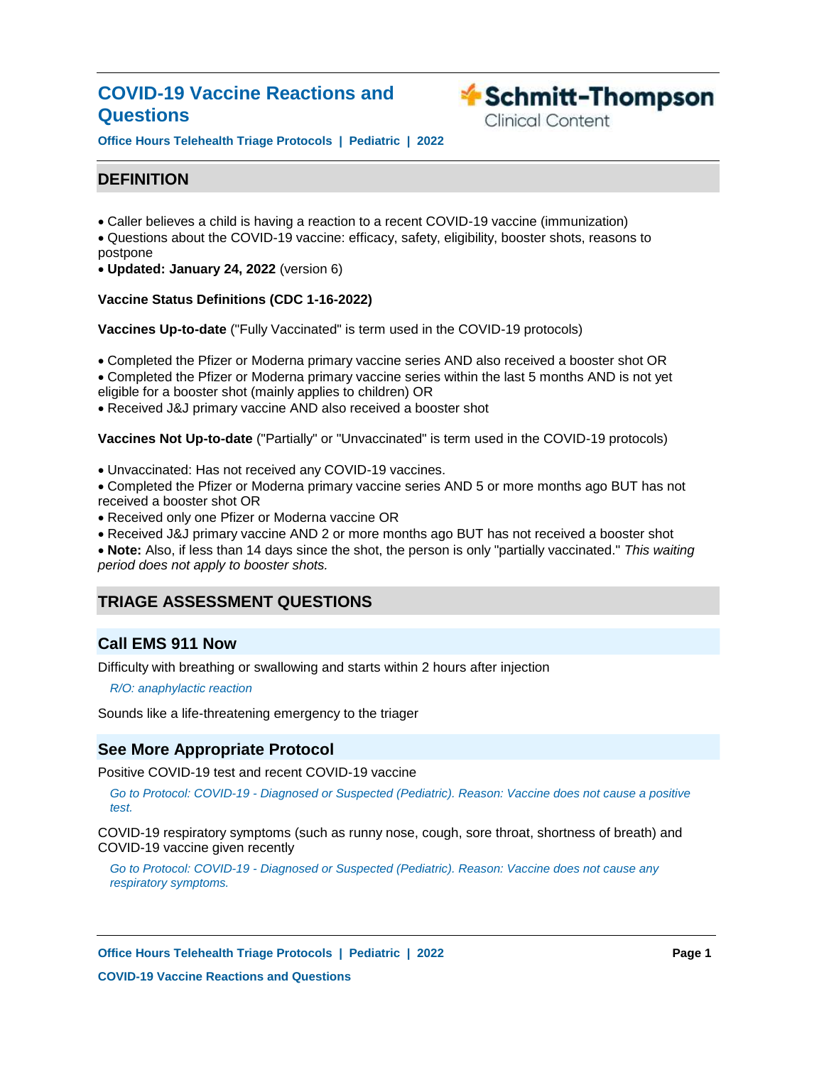# COVID-19 Vaccine Reactions and Questions

**Office Hours Telehealth Triage Protocols | Pediatric | 2022**

## DEFINITION

- Caller believes a child is having a reaction to a recent COVID-19 vaccine (immunization)
- Questions about the COVID-19 vaccine: efficacy, safety, eligibility, booster shots, reasons to postpone
- **Updated: January 24, 2022** (version 6)

**Vaccine Status Definitions (CDC 1-16-2022)**

**Vaccines Up-to-date** ("Fully Vaccinated" is term used in the COVID-19 protocols)

- Completed the Pfizer or Moderna primary vaccine series AND also received a booster shot OR
- Completed the Pfizer or Moderna primary vaccine series within the last 5 months AND is not yet eligible for a booster shot (mainly applies to children) OR
- Received J&J primary vaccine AND also received a booster shot

**Vaccines Not Up-to-date** ("Partially" or "Unvaccinated" is term used in the COVID-19 protocols)

- Unvaccinated: Has not received any COVID-19 vaccines.
- Completed the Pfizer or Moderna primary vaccine series AND 5 or more months ago BUT has not received a booster shot OR
- Received only one Pfizer or Moderna vaccine OR
- Received J&J primary vaccine AND 2 or more months ago BUT has not received a booster shot
- **Note:** Also, if less than 14 days since the shot, the person is only "partially vaccinated." *This waiting period does not apply to booster shots.*

## TRIAGE ASSESSMENT QUESTIONS

### Call EMS 911 Now

Difficulty with breathing or swallowing and starts within 2 hours after injection

*R/O: anaphylactic reaction*

Sounds like a life-threatening emergency to the triager

### See More Appropriate Protocol

Positive COVID-19 test and recent COVID-19 vaccine

*Go to Protocol: COVID-19 - Diagnosed or Suspected (Pediatric). Reason: Vaccine does not cause a positive test.*

COVID-19 respiratory symptoms (such as runny nose, cough, sore throat, shortness of breath) and COVID-19 vaccine given recently

*Go to Protocol: COVID-19 - Diagnosed or Suspected (Pediatric). Reason: Vaccine does not cause any respiratory symptoms.*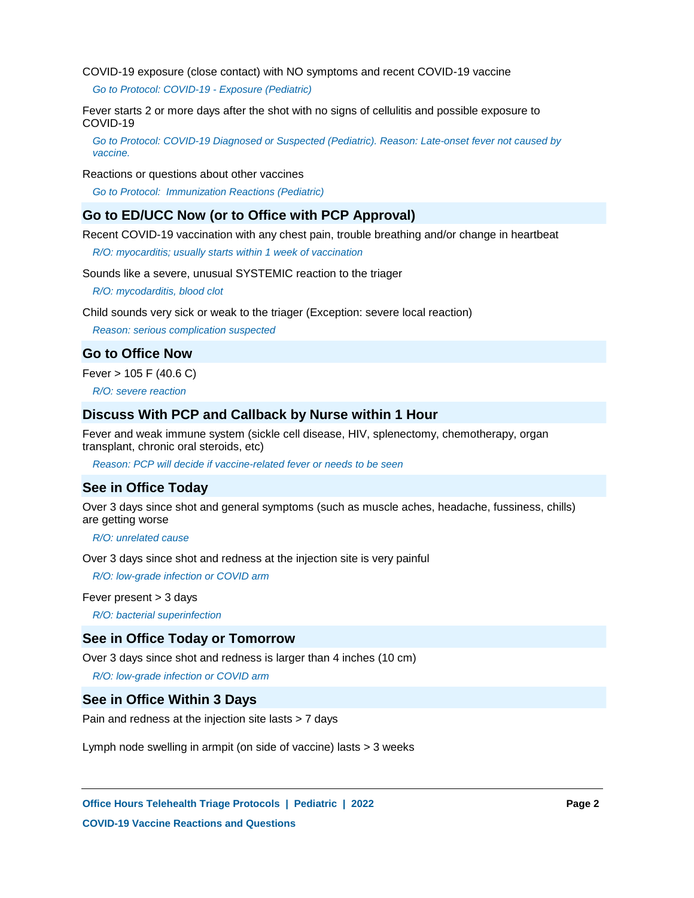COVID-19 exposure (close contact) with NO symptoms and recent COVID-19 vaccine

*Go to Protocol: COVID-19 - Exposure (Pediatric)*

Fever starts 2 or more days after the shot with no signs of cellulitis and possible exposure to COVID-19

*Go to Protocol: COVID-19 Diagnosed or Suspected (Pediatric). Reason: Late-onset fever not caused by vaccine.*

Reactions or questions about other vaccines

*Go to Protocol: Immunization Reactions (Pediatric)*

## Go to ED/UCC Now (or to Office with PCP Approval)

Recent COVID-19 vaccination with any chest pain, trouble breathing and/or change in heartbeat

*R/O: myocarditis; usually starts within 1 week of vaccination*

Sounds like a severe, unusual SYSTEMIC reaction to the triager

*R/O: mycodarditis, blood clot*

Child sounds very sick or weak to the triager (Exception: severe local reaction)

*Reason: serious complication suspected*

## Go to Office Now

Fever > 105 F (40.6 C)

*R/O: severe reaction*

## Discuss With PCP and Callback by Nurse within 1 Hour

Fever and weak immune system (sickle cell disease, HIV, splenectomy, chemotherapy, organ transplant, chronic oral steroids, etc)

*Reason: PCP will decide if vaccine-related fever or needs to be seen*

## See in Office Today

Over 3 days since shot and general symptoms (such as muscle aches, headache, fussiness, chills) are getting worse

*R/O: unrelated cause*

Over 3 days since shot and redness at the injection site is very painful

*R/O: low-grade infection or COVID arm*

Fever present > 3 days

*R/O: bacterial superinfection*

## See in Office Today or Tomorrow

Over 3 days since shot and redness is larger than 4 inches (10 cm)

*R/O: low-grade infection or COVID arm*

## See in Office Within 3 Days

Pain and redness at the injection site lasts > 7 days

Lymph node swelling in armpit (on side of vaccine) lasts > 3 weeks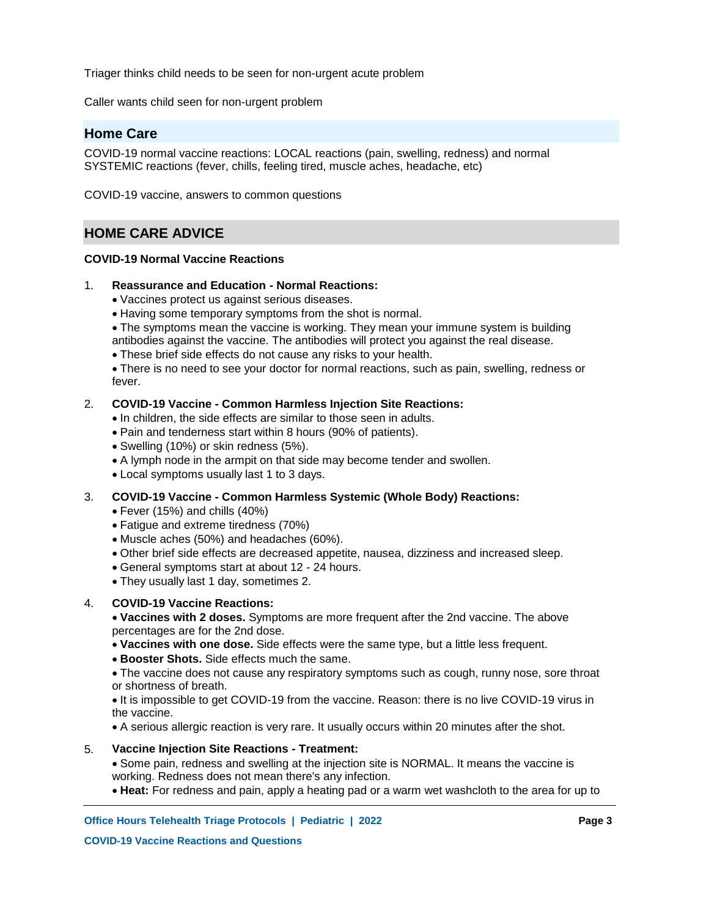Triager thinks child needs to be seen for non-urgent acute problem

Caller wants child seen for non-urgent problem

## Home Care

COVID-19 normal vaccine reactions: LOCAL reactions (pain, swelling, redness) and normal SYSTEMIC reactions (fever, chills, feeling tired, muscle aches, headache, etc)

COVID-19 vaccine, answers to common questions

## HOME CARE ADVICE

**COVID-19 Normal Vaccine Reactions**

1. **Reassurance and Education - Normal Reactions:**
   - Vaccines protect us against serious diseases.
   - Having some temporary symptoms from the shot is normal.
   - The symptoms mean the vaccine is working. They mean your immune system is building antibodies against the vaccine. The antibodies will protect you against the real disease.
   - These brief side effects do not cause any risks to your health.
   - There is no need to see your doctor for normal reactions, such as pain, swelling, redness or fever.

2. **COVID-19 Vaccine - Common Harmless Injection Site Reactions:**
   - In children, the side effects are similar to those seen in adults.
   - Pain and tenderness start within 8 hours (90% of patients).
   - Swelling (10%) or skin redness (5%).
   - A lymph node in the armpit on that side may become tender and swollen.
   - Local symptoms usually last 1 to 3 days.

3. **COVID-19 Vaccine - Common Harmless Systemic (Whole Body) Reactions:**
   - Fever (15%) and chills (40%)
   - Fatigue and extreme tiredness (70%)
   - Muscle aches (50%) and headaches (60%).
   - Other brief side effects are decreased appetite, nausea, dizziness and increased sleep.
   - General symptoms start at about 12 - 24 hours.
   - They usually last 1 day, sometimes 2.

4. **COVID-19 Vaccine Reactions:**
   - **Vaccines with 2 doses.** Symptoms are more frequent after the 2nd vaccine. The above percentages are for the 2nd dose.
   - **Vaccines with one dose.** Side effects were the same type, but a little less frequent.
   - **Booster Shots.** Side effects much the same.
   - The vaccine does not cause any respiratory symptoms such as cough, runny nose, sore throat or shortness of breath.
   - It is impossible to get COVID-19 from the vaccine. Reason: there is no live COVID-19 virus in the vaccine.
   - A serious allergic reaction is very rare. It usually occurs within 20 minutes after the shot.

5. **Vaccine Injection Site Reactions - Treatment:**
   - Some pain, redness and swelling at the injection site is NORMAL. It means the vaccine is working. Redness does not mean there's any infection.
   - **Heat:** For redness and pain, apply a heating pad or a warm wet washcloth to the area for up to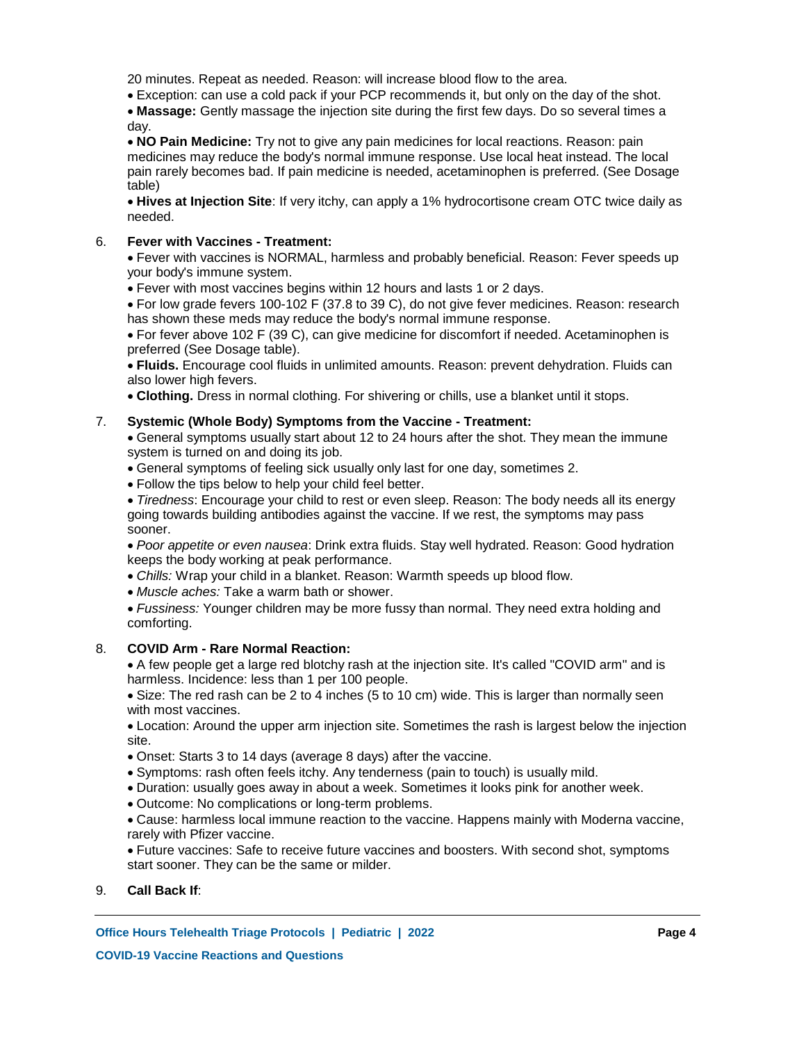20 minutes. Repeat as needed. Reason: will increase blood flow to the area.

- Exception: can use a cold pack if your PCP recommends it, but only on the day of the shot.
- **Massage:** Gently massage the injection site during the first few days. Do so several times a day.
- **NO Pain Medicine:** Try not to give any pain medicines for local reactions. Reason: pain medicines may reduce the body's normal immune response. Use local heat instead. The local pain rarely becomes bad. If pain medicine is needed, acetaminophen is preferred. (See Dosage table)
- **Hives at Injection Site**: If very itchy, can apply a 1% hydrocortisone cream OTC twice daily as needed.

6. **Fever with Vaccines - Treatment:**
   - Fever with vaccines is NORMAL, harmless and probably beneficial. Reason: Fever speeds up your body's immune system.
   - Fever with most vaccines begins within 12 hours and lasts 1 or 2 days.
   - For low grade fevers 100-102 F (37.8 to 39 C), do not give fever medicines. Reason: research has shown these meds may reduce the body's normal immune response.
   - For fever above 102 F (39 C), can give medicine for discomfort if needed. Acetaminophen is preferred (See Dosage table).
   - **Fluids.** Encourage cool fluids in unlimited amounts. Reason: prevent dehydration. Fluids can also lower high fevers.
   - **Clothing.** Dress in normal clothing. For shivering or chills, use a blanket until it stops.

7. **Systemic (Whole Body) Symptoms from the Vaccine - Treatment:**
   - General symptoms usually start about 12 to 24 hours after the shot. They mean the immune system is turned on and doing its job.
   - General symptoms of feeling sick usually only last for one day, sometimes 2.
   - Follow the tips below to help your child feel better.
   - *Tiredness*: Encourage your child to rest or even sleep. Reason: The body needs all its energy going towards building antibodies against the vaccine. If we rest, the symptoms may pass sooner.
   - *Poor appetite or even nausea*: Drink extra fluids. Stay well hydrated. Reason: Good hydration keeps the body working at peak performance.
   - *Chills:* Wrap your child in a blanket. Reason: Warmth speeds up blood flow.
   - *Muscle aches:* Take a warm bath or shower.
   - *Fussiness:* Younger children may be more fussy than normal. They need extra holding and comforting.

8. **COVID Arm - Rare Normal Reaction:**
   - A few people get a large red blotchy rash at the injection site. It's called "COVID arm" and is harmless. Incidence: less than 1 per 100 people.
   - Size: The red rash can be 2 to 4 inches (5 to 10 cm) wide. This is larger than normally seen with most vaccines.
   - Location: Around the upper arm injection site. Sometimes the rash is largest below the injection site.
   - Onset: Starts 3 to 14 days (average 8 days) after the vaccine.
   - Symptoms: rash often feels itchy. Any tenderness (pain to touch) is usually mild.
   - Duration: usually goes away in about a week. Sometimes it looks pink for another week.
   - Outcome: No complications or long-term problems.
   - Cause: harmless local immune reaction to the vaccine. Happens mainly with Moderna vaccine, rarely with Pfizer vaccine.
   - Future vaccines: Safe to receive future vaccines and boosters. With second shot, symptoms start sooner. They can be the same or milder.

9. **Call Back If**: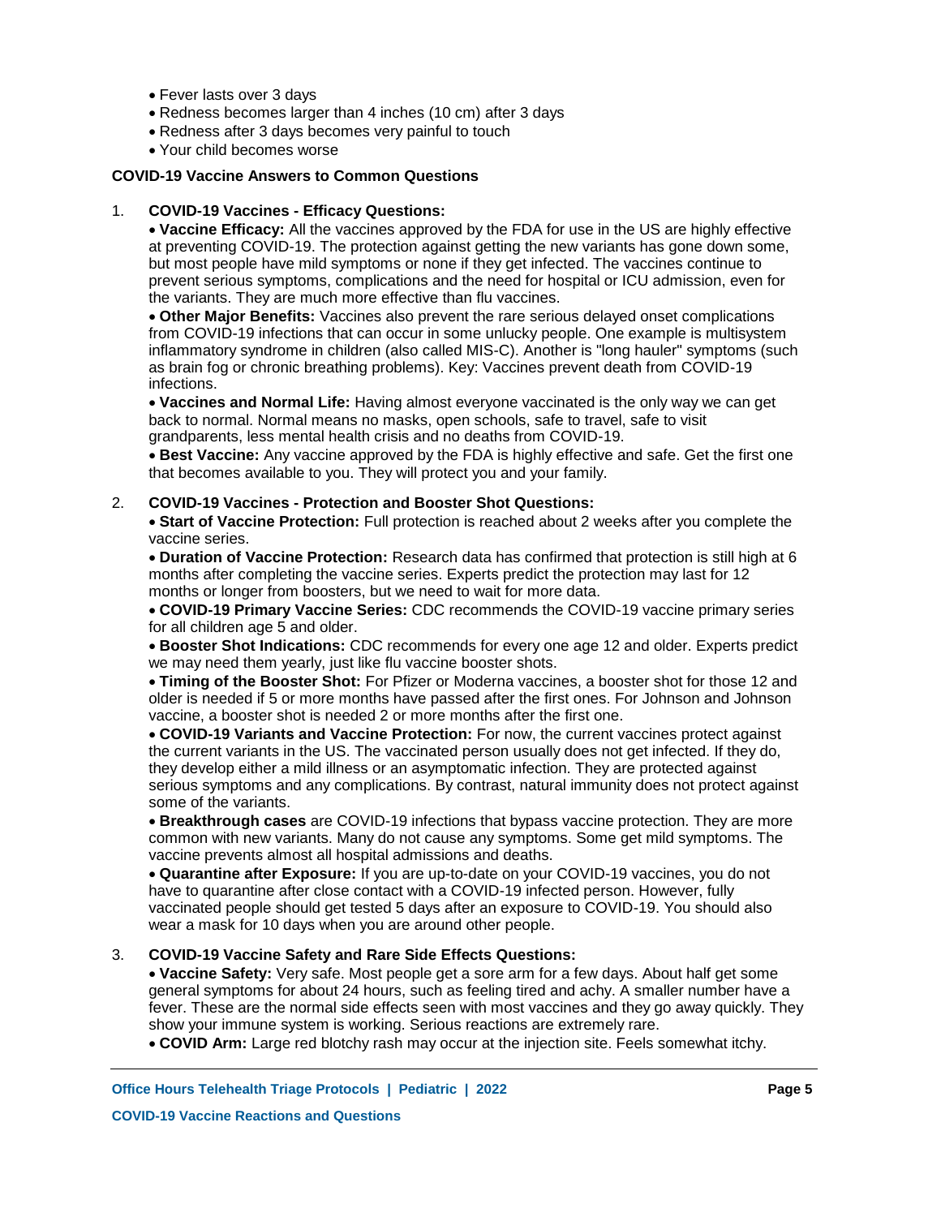- Fever lasts over 3 days
- Redness becomes larger than 4 inches (10 cm) after 3 days
- Redness after 3 days becomes very painful to touch
- Your child becomes worse

**COVID-19 Vaccine Answers to Common Questions**

1. **COVID-19 Vaccines - Efficacy Questions:**
   - **Vaccine Efficacy:** All the vaccines approved by the FDA for use in the US are highly effective at preventing COVID-19. The protection against getting the new variants has gone down some, but most people have mild symptoms or none if they get infected. The vaccines continue to prevent serious symptoms, complications and the need for hospital or ICU admission, even for the variants. They are much more effective than flu vaccines.
   - **Other Major Benefits:** Vaccines also prevent the rare serious delayed onset complications from COVID-19 infections that can occur in some unlucky people. One example is multisystem inflammatory syndrome in children (also called MIS-C). Another is "long hauler" symptoms (such as brain fog or chronic breathing problems). Key: Vaccines prevent death from COVID-19 infections.
   - **Vaccines and Normal Life:** Having almost everyone vaccinated is the only way we can get back to normal. Normal means no masks, open schools, safe to travel, safe to visit grandparents, less mental health crisis and no deaths from COVID-19.
   - **Best Vaccine:** Any vaccine approved by the FDA is highly effective and safe. Get the first one that becomes available to you. They will protect you and your family.

2. **COVID-19 Vaccines - Protection and Booster Shot Questions:**
   - **Start of Vaccine Protection:** Full protection is reached about 2 weeks after you complete the vaccine series.
   - **Duration of Vaccine Protection:** Research data has confirmed that protection is still high at 6 months after completing the vaccine series. Experts predict the protection may last for 12 months or longer from boosters, but we need to wait for more data.
   - **COVID-19 Primary Vaccine Series:** CDC recommends the COVID-19 vaccine primary series for all children age 5 and older.
   - **Booster Shot Indications:** CDC recommends for every one age 12 and older. Experts predict we may need them yearly, just like flu vaccine booster shots.
   - **Timing of the Booster Shot:** For Pfizer or Moderna vaccines, a booster shot for those 12 and older is needed if 5 or more months have passed after the first ones. For Johnson and Johnson vaccine, a booster shot is needed 2 or more months after the first one.
   - **COVID-19 Variants and Vaccine Protection:** For now, the current vaccines protect against the current variants in the US. The vaccinated person usually does not get infected. If they do, they develop either a mild illness or an asymptomatic infection. They are protected against serious symptoms and any complications. By contrast, natural immunity does not protect against some of the variants.
   - **Breakthrough cases** are COVID-19 infections that bypass vaccine protection. They are more common with new variants. Many do not cause any symptoms. Some get mild symptoms. The vaccine prevents almost all hospital admissions and deaths.
   - **Quarantine after Exposure:** If you are up-to-date on your COVID-19 vaccines, you do not have to quarantine after close contact with a COVID-19 infected person. However, fully vaccinated people should get tested 5 days after an exposure to COVID-19. You should also wear a mask for 10 days when you are around other people.

3. **COVID-19 Vaccine Safety and Rare Side Effects Questions:**
   - **Vaccine Safety:** Very safe. Most people get a sore arm for a few days. About half get some general symptoms for about 24 hours, such as feeling tired and achy. A smaller number have a fever. These are the normal side effects seen with most vaccines and they go away quickly. They show your immune system is working. Serious reactions are extremely rare.
   - **COVID Arm:** Large red blotchy rash may occur at the injection site. Feels somewhat itchy.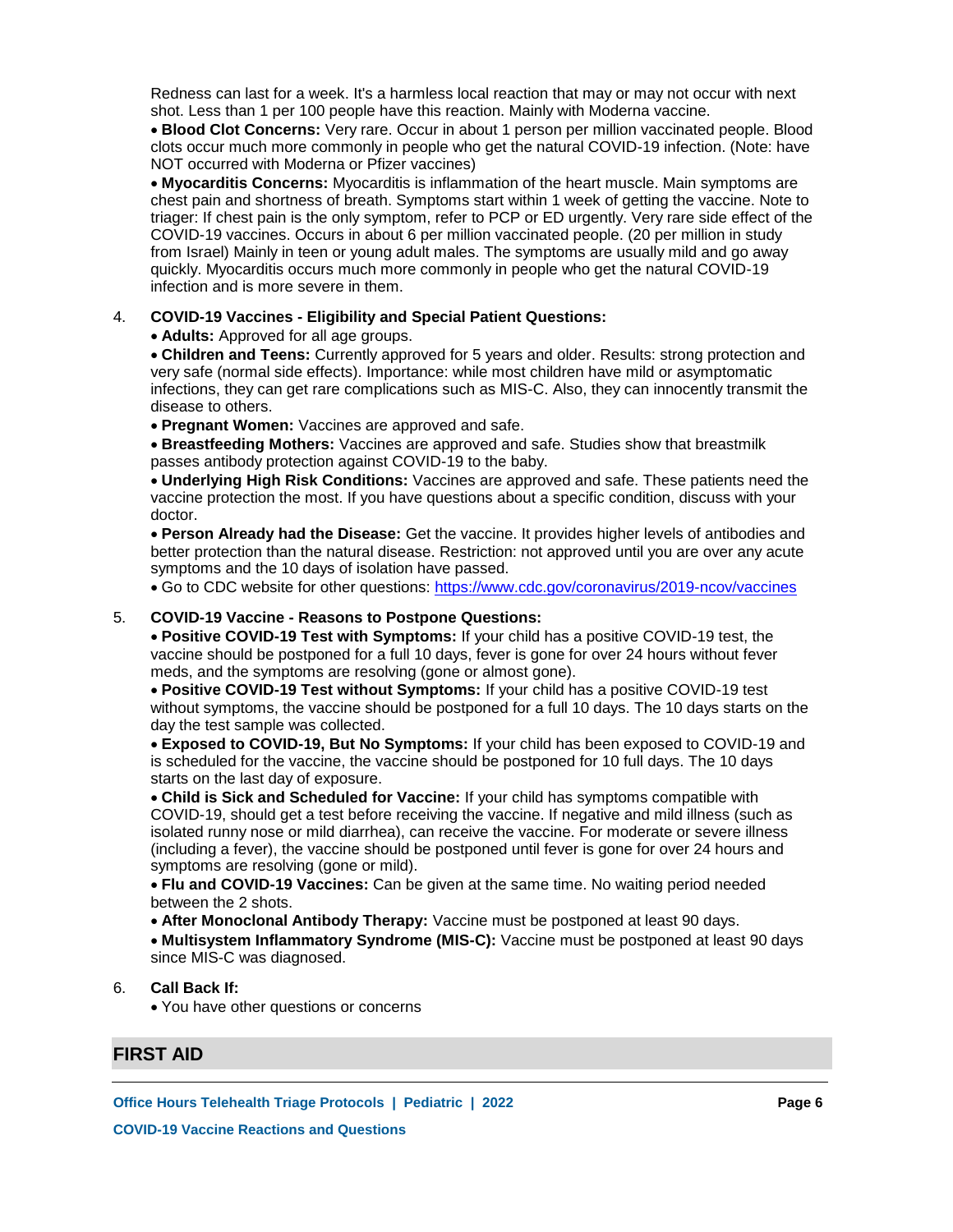Redness can last for a week. It's a harmless local reaction that may or may not occur with next shot. Less than 1 per 100 people have this reaction. Mainly with Moderna vaccine.

- **Blood Clot Concerns:** Very rare. Occur in about 1 person per million vaccinated people. Blood clots occur much more commonly in people who get the natural COVID-19 infection. (Note: have NOT occurred with Moderna or Pfizer vaccines)
- **Myocarditis Concerns:** Myocarditis is inflammation of the heart muscle. Main symptoms are chest pain and shortness of breath. Symptoms start within 1 week of getting the vaccine. Note to triager: If chest pain is the only symptom, refer to PCP or ED urgently. Very rare side effect of the COVID-19 vaccines. Occurs in about 6 per million vaccinated people. (20 per million in study from Israel) Mainly in teen or young adult males. The symptoms are usually mild and go away quickly. Myocarditis occurs much more commonly in people who get the natural COVID-19 infection and is more severe in them.

4. **COVID-19 Vaccines - Eligibility and Special Patient Questions:**
   - **Adults:** Approved for all age groups.
   - **Children and Teens:** Currently approved for 5 years and older. Results: strong protection and very safe (normal side effects). Importance: while most children have mild or asymptomatic infections, they can get rare complications such as MIS-C. Also, they can innocently transmit the disease to others.
   - **Pregnant Women:** Vaccines are approved and safe.
   - **Breastfeeding Mothers:** Vaccines are approved and safe. Studies show that breastmilk passes antibody protection against COVID-19 to the baby.
   - **Underlying High Risk Conditions:** Vaccines are approved and safe. These patients need the vaccine protection the most. If you have questions about a specific condition, discuss with your doctor.
   - **Person Already had the Disease:** Get the vaccine. It provides higher levels of antibodies and better protection than the natural disease. Restriction: not approved until you are over any acute symptoms and the 10 days of isolation have passed.
   - Go to CDC website for other questions: https://www.cdc.gov/coronavirus/2019-ncov/vaccines

5. **COVID-19 Vaccine - Reasons to Postpone Questions:**
   - **Positive COVID-19 Test with Symptoms:** If your child has a positive COVID-19 test, the vaccine should be postponed for a full 10 days, fever is gone for over 24 hours without fever meds, and the symptoms are resolving (gone or almost gone).
   - **Positive COVID-19 Test without Symptoms:** If your child has a positive COVID-19 test without symptoms, the vaccine should be postponed for a full 10 days. The 10 days starts on the day the test sample was collected.
   - **Exposed to COVID-19, But No Symptoms:** If your child has been exposed to COVID-19 and is scheduled for the vaccine, the vaccine should be postponed for 10 full days. The 10 days starts on the last day of exposure.
   - **Child is Sick and Scheduled for Vaccine:** If your child has symptoms compatible with COVID-19, should get a test before receiving the vaccine. If negative and mild illness (such as isolated runny nose or mild diarrhea), can receive the vaccine. For moderate or severe illness (including a fever), the vaccine should be postponed until fever is gone for over 24 hours and symptoms are resolving (gone or mild).
   - **Flu and COVID-19 Vaccines:** Can be given at the same time. No waiting period needed between the 2 shots.
   - **After Monoclonal Antibody Therapy:** Vaccine must be postponed at least 90 days.
   - **Multisystem Inflammatory Syndrome (MIS-C):** Vaccine must be postponed at least 90 days since MIS-C was diagnosed.

6. **Call Back If:**
   - You have other questions or concerns

## FIRST AID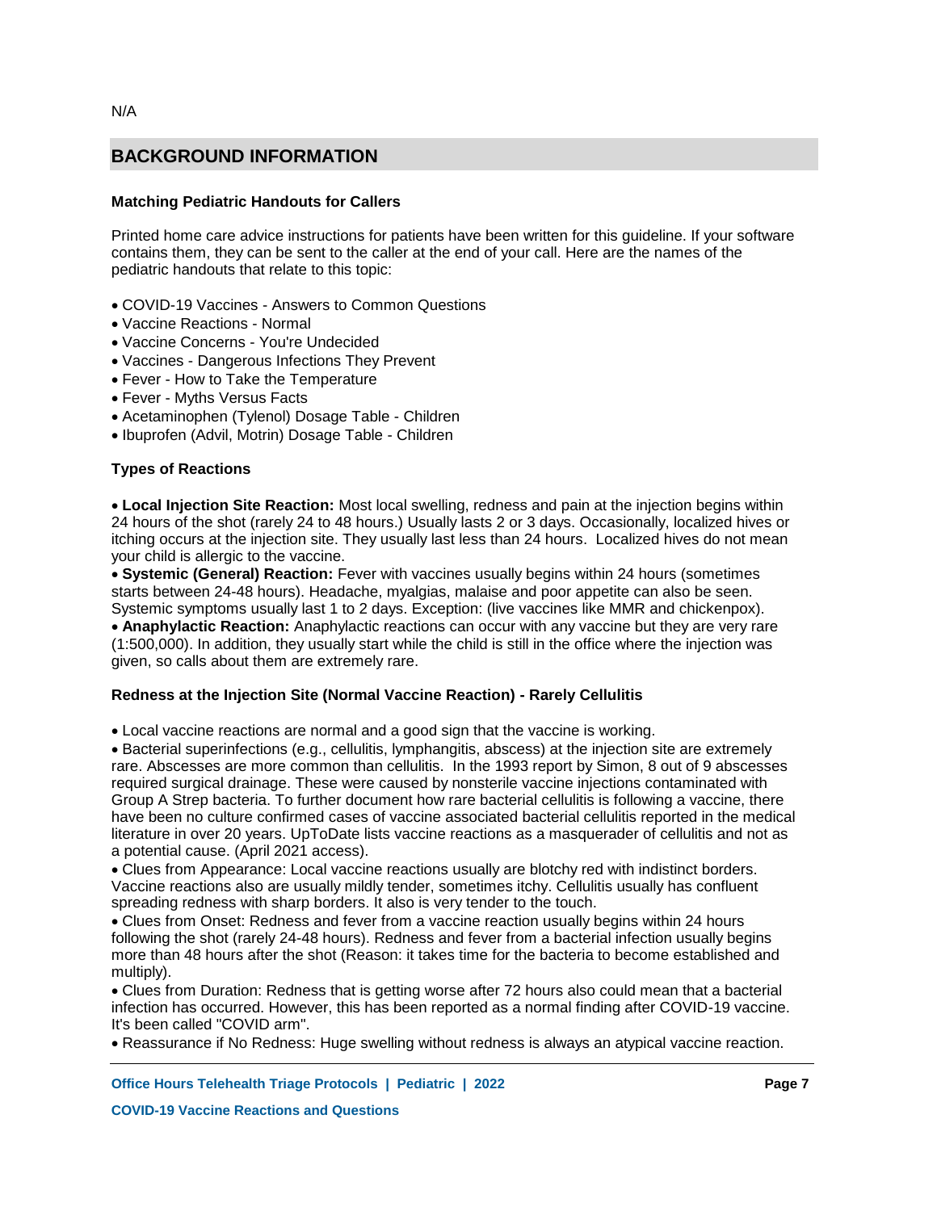N/A

## BACKGROUND INFORMATION

**Matching Pediatric Handouts for Callers**

Printed home care advice instructions for patients have been written for this guideline. If your software contains them, they can be sent to the caller at the end of your call. Here are the names of the pediatric handouts that relate to this topic:

- COVID-19 Vaccines - Answers to Common Questions
- Vaccine Reactions - Normal
- Vaccine Concerns - You're Undecided
- Vaccines - Dangerous Infections They Prevent
- Fever - How to Take the Temperature
- Fever - Myths Versus Facts
- Acetaminophen (Tylenol) Dosage Table - Children
- Ibuprofen (Advil, Motrin) Dosage Table - Children

**Types of Reactions**

- **Local Injection Site Reaction:** Most local swelling, redness and pain at the injection begins within 24 hours of the shot (rarely 24 to 48 hours.) Usually lasts 2 or 3 days. Occasionally, localized hives or itching occurs at the injection site. They usually last less than 24 hours. Localized hives do not mean your child is allergic to the vaccine.
- **Systemic (General) Reaction:** Fever with vaccines usually begins within 24 hours (sometimes starts between 24-48 hours). Headache, myalgias, malaise and poor appetite can also be seen. Systemic symptoms usually last 1 to 2 days. Exception: (live vaccines like MMR and chickenpox).
- **Anaphylactic Reaction:** Anaphylactic reactions can occur with any vaccine but they are very rare (1:500,000). In addition, they usually start while the child is still in the office where the injection was given, so calls about them are extremely rare.

**Redness at the Injection Site (Normal Vaccine Reaction) - Rarely Cellulitis**

- Local vaccine reactions are normal and a good sign that the vaccine is working.
- Bacterial superinfections (e.g., cellulitis, lymphangitis, abscess) at the injection site are extremely rare. Abscesses are more common than cellulitis. In the 1993 report by Simon, 8 out of 9 abscesses required surgical drainage. These were caused by nonsterile vaccine injections contaminated with Group A Strep bacteria. To further document how rare bacterial cellulitis is following a vaccine, there have been no culture confirmed cases of vaccine associated bacterial cellulitis reported in the medical literature in over 20 years. UpToDate lists vaccine reactions as a masquerader of cellulitis and not as a potential cause. (April 2021 access).
- Clues from Appearance: Local vaccine reactions usually are blotchy red with indistinct borders. Vaccine reactions also are usually mildly tender, sometimes itchy. Cellulitis usually has confluent spreading redness with sharp borders. It also is very tender to the touch.
- Clues from Onset: Redness and fever from a vaccine reaction usually begins within 24 hours following the shot (rarely 24-48 hours). Redness and fever from a bacterial infection usually begins more than 48 hours after the shot (Reason: it takes time for the bacteria to become established and multiply).
- Clues from Duration: Redness that is getting worse after 72 hours also could mean that a bacterial infection has occurred. However, this has been reported as a normal finding after COVID-19 vaccine. It's been called "COVID arm".
- Reassurance if No Redness: Huge swelling without redness is always an atypical vaccine reaction.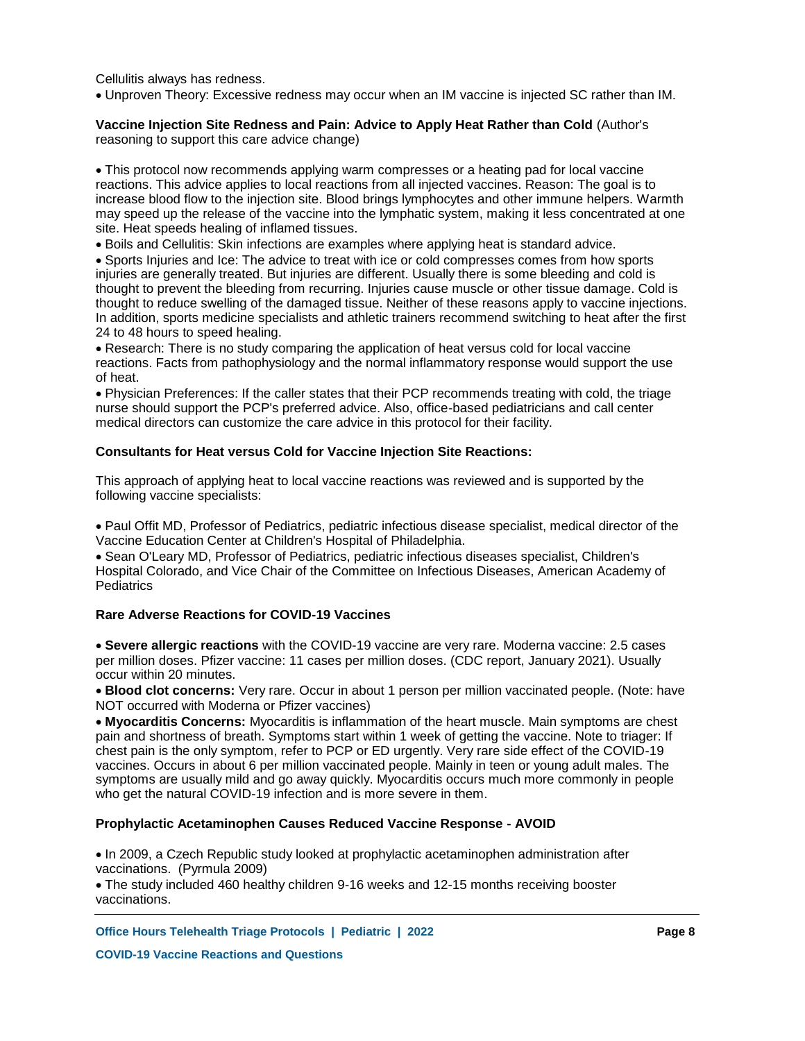Cellulitis always has redness.

- Unproven Theory: Excessive redness may occur when an IM vaccine is injected SC rather than IM.

**Vaccine Injection Site Redness and Pain: Advice to Apply Heat Rather than Cold** (Author's reasoning to support this care advice change)

- This protocol now recommends applying warm compresses or a heating pad for local vaccine reactions. This advice applies to local reactions from all injected vaccines. Reason: The goal is to increase blood flow to the injection site. Blood brings lymphocytes and other immune helpers. Warmth may speed up the release of the vaccine into the lymphatic system, making it less concentrated at one site. Heat speeds healing of inflamed tissues.
- Boils and Cellulitis: Skin infections are examples where applying heat is standard advice.
- Sports Injuries and Ice: The advice to treat with ice or cold compresses comes from how sports injuries are generally treated. But injuries are different. Usually there is some bleeding and cold is thought to prevent the bleeding from recurring. Injuries cause muscle or other tissue damage. Cold is thought to reduce swelling of the damaged tissue. Neither of these reasons apply to vaccine injections. In addition, sports medicine specialists and athletic trainers recommend switching to heat after the first 24 to 48 hours to speed healing.
- Research: There is no study comparing the application of heat versus cold for local vaccine reactions. Facts from pathophysiology and the normal inflammatory response would support the use of heat.
- Physician Preferences: If the caller states that their PCP recommends treating with cold, the triage nurse should support the PCP's preferred advice. Also, office-based pediatricians and call center medical directors can customize the care advice in this protocol for their facility.

**Consultants for Heat versus Cold for Vaccine Injection Site Reactions:**

This approach of applying heat to local vaccine reactions was reviewed and is supported by the following vaccine specialists:

- Paul Offit MD, Professor of Pediatrics, pediatric infectious disease specialist, medical director of the Vaccine Education Center at Children's Hospital of Philadelphia.
- Sean O'Leary MD, Professor of Pediatrics, pediatric infectious diseases specialist, Children's Hospital Colorado, and Vice Chair of the Committee on Infectious Diseases, American Academy of Pediatrics

**Rare Adverse Reactions for COVID-19 Vaccines**

- **Severe allergic reactions** with the COVID-19 vaccine are very rare. Moderna vaccine: 2.5 cases per million doses. Pfizer vaccine: 11 cases per million doses. (CDC report, January 2021). Usually occur within 20 minutes.
- **Blood clot concerns:** Very rare. Occur in about 1 person per million vaccinated people. (Note: have NOT occurred with Moderna or Pfizer vaccines)
- **Myocarditis Concerns:** Myocarditis is inflammation of the heart muscle. Main symptoms are chest pain and shortness of breath. Symptoms start within 1 week of getting the vaccine. Note to triager: If chest pain is the only symptom, refer to PCP or ED urgently. Very rare side effect of the COVID-19 vaccines. Occurs in about 6 per million vaccinated people. Mainly in teen or young adult males. The symptoms are usually mild and go away quickly. Myocarditis occurs much more commonly in people who get the natural COVID-19 infection and is more severe in them.

**Prophylactic Acetaminophen Causes Reduced Vaccine Response - AVOID**

- In 2009, a Czech Republic study looked at prophylactic acetaminophen administration after vaccinations. (Pyrmula 2009)
- The study included 460 healthy children 9-16 weeks and 12-15 months receiving booster vaccinations.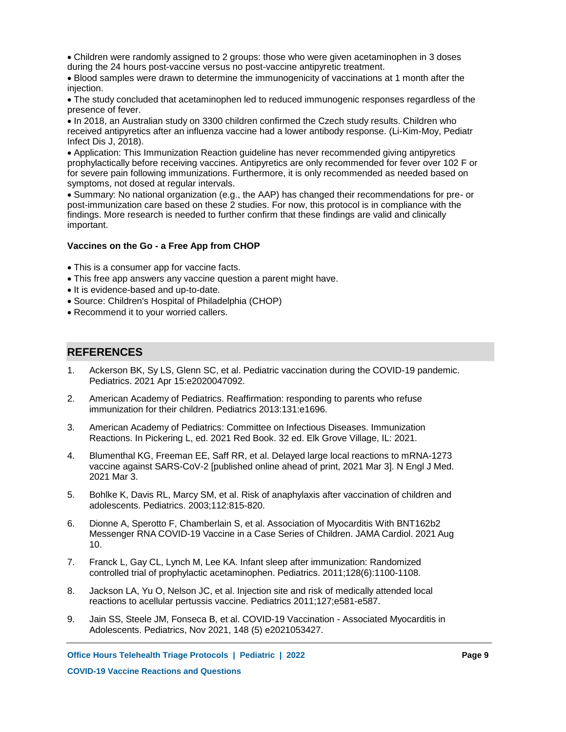- Children were randomly assigned to 2 groups: those who were given acetaminophen in 3 doses during the 24 hours post-vaccine versus no post-vaccine antipyretic treatment.
- Blood samples were drawn to determine the immunogenicity of vaccinations at 1 month after the injection.
- The study concluded that acetaminophen led to reduced immunogenic responses regardless of the presence of fever.
- In 2018, an Australian study on 3300 children confirmed the Czech study results. Children who received antipyretics after an influenza vaccine had a lower antibody response. (Li-Kim-Moy, Pediatr Infect Dis J, 2018).
- Application: This Immunization Reaction guideline has never recommended giving antipyretics prophylactically before receiving vaccines. Antipyretics are only recommended for fever over 102 F or for severe pain following immunizations. Furthermore, it is only recommended as needed based on symptoms, not dosed at regular intervals.
- Summary: No national organization (e.g., the AAP) has changed their recommendations for pre- or post-immunization care based on these 2 studies. For now, this protocol is in compliance with the findings. More research is needed to further confirm that these findings are valid and clinically important.

**Vaccines on the Go - a Free App from CHOP**

- This is a consumer app for vaccine facts.
- This free app answers any vaccine question a parent might have.
- It is evidence-based and up-to-date.
- Source: Children's Hospital of Philadelphia (CHOP)
- Recommend it to your worried callers.

## REFERENCES

1. Ackerson BK, Sy LS, Glenn SC, et al. Pediatric vaccination during the COVID-19 pandemic. Pediatrics. 2021 Apr 15:e2020047092.
2. American Academy of Pediatrics. Reaffirmation: responding to parents who refuse immunization for their children. Pediatrics 2013:131:e1696.
3. American Academy of Pediatrics: Committee on Infectious Diseases. Immunization Reactions. In Pickering L, ed. 2021 Red Book. 32 ed. Elk Grove Village, IL: 2021.
4. Blumenthal KG, Freeman EE, Saff RR, et al. Delayed large local reactions to mRNA-1273 vaccine against SARS-CoV-2 [published online ahead of print, 2021 Mar 3]. N Engl J Med. 2021 Mar 3.
5. Bohlke K, Davis RL, Marcy SM, et al. Risk of anaphylaxis after vaccination of children and adolescents. Pediatrics. 2003;112:815-820.
6. Dionne A, Sperotto F, Chamberlain S, et al. Association of Myocarditis With BNT162b2 Messenger RNA COVID-19 Vaccine in a Case Series of Children. JAMA Cardiol. 2021 Aug 10.
7. Franck L, Gay CL, Lynch M, Lee KA. Infant sleep after immunization: Randomized controlled trial of prophylactic acetaminophen. Pediatrics. 2011;128(6):1100-1108.
8. Jackson LA, Yu O, Nelson JC, et al. Injection site and risk of medically attended local reactions to acellular pertussis vaccine. Pediatrics 2011;127;e581-e587.
9. Jain SS, Steele JM, Fonseca B, et al. COVID-19 Vaccination - Associated Myocarditis in Adolescents. Pediatrics, Nov 2021, 148 (5) e2021053427.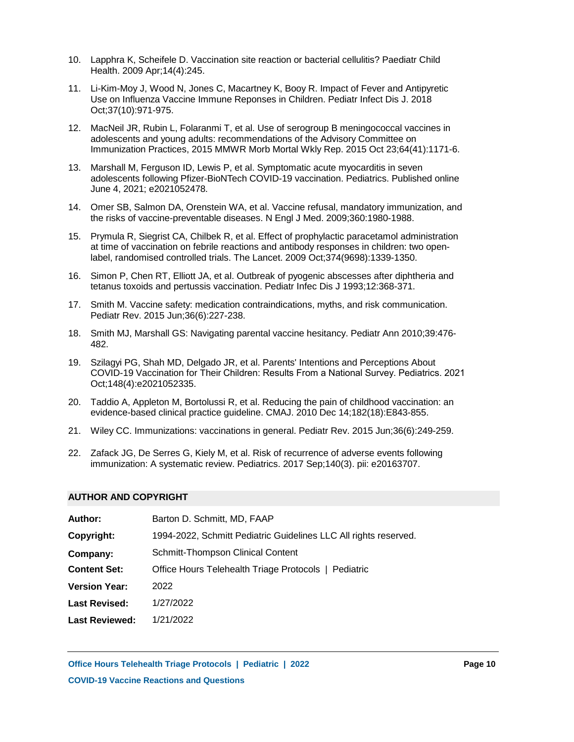10. Lapphra K, Scheifele D. Vaccination site reaction or bacterial cellulitis? Paediatr Child Health. 2009 Apr;14(4):245.

11. Li-Kim-Moy J, Wood N, Jones C, Macartney K, Booy R. Impact of Fever and Antipyretic Use on Influenza Vaccine Immune Reponses in Children. Pediatr Infect Dis J. 2018 Oct;37(10):971-975.

12. MacNeil JR, Rubin L, Folaranmi T, et al. Use of serogroup B meningococcal vaccines in adolescents and young adults: recommendations of the Advisory Committee on Immunization Practices, 2015 MMWR Morb Mortal Wkly Rep. 2015 Oct 23;64(41):1171-6.

13. Marshall M, Ferguson ID, Lewis P, et al. Symptomatic acute myocarditis in seven adolescents following Pfizer-BioNTech COVID-19 vaccination. Pediatrics. Published online June 4, 2021; e2021052478.

14. Omer SB, Salmon DA, Orenstein WA, et al. Vaccine refusal, mandatory immunization, and the risks of vaccine-preventable diseases. N Engl J Med. 2009;360:1980-1988.

15. Prymula R, Siegrist CA, Chilbek R, et al. Effect of prophylactic paracetamol administration at time of vaccination on febrile reactions and antibody responses in children: two open-label, randomised controlled trials. The Lancet. 2009 Oct;374(9698):1339-1350.

16. Simon P, Chen RT, Elliott JA, et al. Outbreak of pyogenic abscesses after diphtheria and tetanus toxoids and pertussis vaccination. Pediatr Infec Dis J 1993;12:368-371.

17. Smith M. Vaccine safety: medication contraindications, myths, and risk communication. Pediatr Rev. 2015 Jun;36(6):227-238.

18. Smith MJ, Marshall GS: Navigating parental vaccine hesitancy. Pediatr Ann 2010;39:476-482.

19. Szilagyi PG, Shah MD, Delgado JR, et al. Parents' Intentions and Perceptions About COVID-19 Vaccination for Their Children: Results From a National Survey. Pediatrics. 2021 Oct;148(4):e2021052335.

20. Taddio A, Appleton M, Bortolussi R, et al. Reducing the pain of childhood vaccination: an evidence-based clinical practice guideline. CMAJ. 2010 Dec 14;182(18):E843-855.

21. Wiley CC. Immunizations: vaccinations in general. Pediatr Rev. 2015 Jun;36(6):249-259.

22. Zafack JG, De Serres G, Kiely M, et al. Risk of recurrence of adverse events following immunization: A systematic review. Pediatrics. 2017 Sep;140(3). pii: e20163707.

## AUTHOR AND COPYRIGHT

| | |
|---|---|
| **Author:** | Barton D. Schmitt, MD, FAAP |
| **Copyright:** | 1994-2022, Schmitt Pediatric Guidelines LLC All rights reserved. |
| **Company:** | Schmitt-Thompson Clinical Content |
| **Content Set:** | Office Hours Telehealth Triage Protocols \| Pediatric |
| **Version Year:** | 2022 |
| **Last Revised:** | 1/27/2022 |
| **Last Reviewed:** | 1/21/2022 |